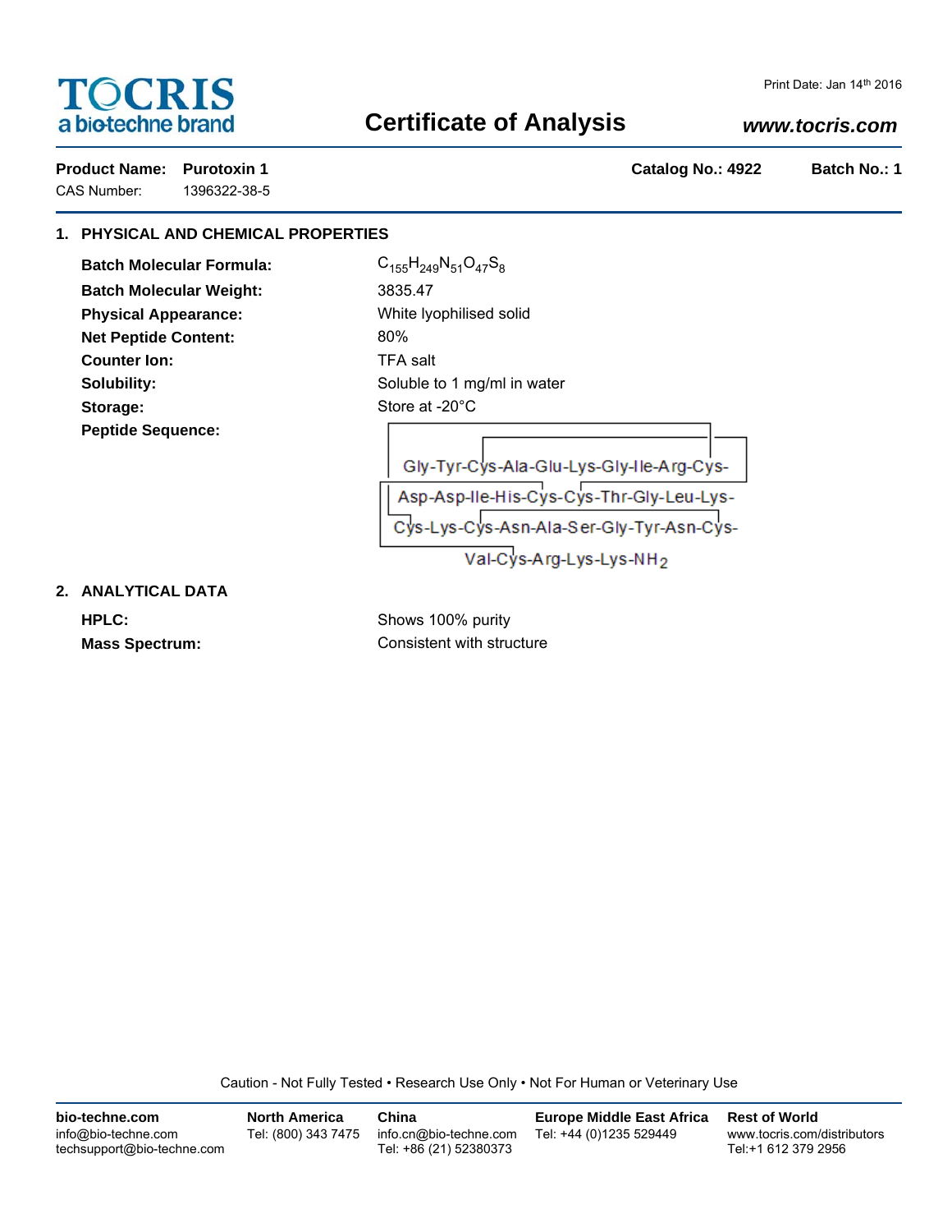**TOCRIS** a biotechne brand

Print Date: Jan 14th 2016

# Certificate of Analysis

*www.tocris.com*

**Product Name:** **Purotoxin 1** **Catalog No.: 4922** **Batch No.: 1**

CAS Number: 1396322-38-5

## 1. PHYSICAL AND CHEMICAL PROPERTIES

**Batch Molecular Formula:** $C_{155}H_{249}N_{51}O_{47}S_8$

**Batch Molecular Weight:** 3835.47

**Physical Appearance:** White lyophilised solid

**Net Peptide Content:** 80%

**Counter Ion:** TFA salt

**Solubility:** Soluble to 1 mg/ml in water

**Storage:** Store at -20°C

**Peptide Sequence:**

Gly-Tyr-Cys-Ala-Glu-Lys-Gly-Ile-Arg-Cys-
Asp-Asp-Ile-His-Cys-Cys-Thr-Gly-Leu-Lys-
Cys-Lys-Cys-Asn-Ala-Ser-Gly-Tyr-Asn-Cys-
Val-Cys-Arg-Lys-Lys-$NH_2$

## 2. ANALYTICAL DATA

**HPLC:** Shows 100% purity

**Mass Spectrum:** Consistent with structure

Caution - Not Fully Tested • Research Use Only • Not For Human or Veterinary Use

**bio-techne.com**
info@bio-techne.com
techsupport@bio-techne.com

**North America**
Tel: (800) 343 7475

**China**
info.cn@bio-techne.com
Tel: +86 (21) 52380373

**Europe Middle East Africa**
Tel: +44 (0)1235 529449

**Rest of World**
www.tocris.com/distributors
Tel:+1 612 379 2956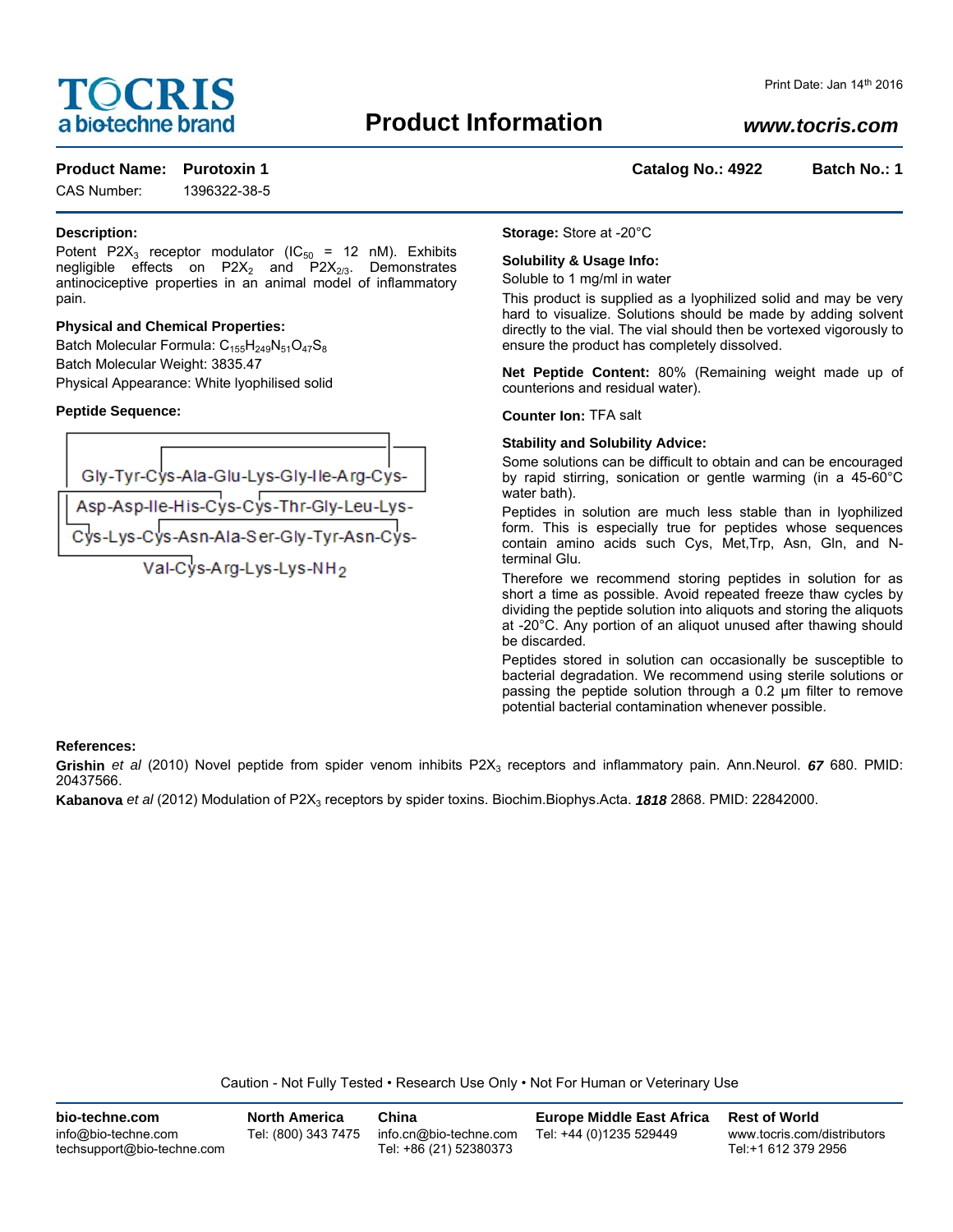# TOCRIS
a biotechne brand

Print Date: Jan 14th 2016

## Product Information

**www.tocris.com**

**Product Name:** **Purotoxin 1** **Catalog No.: 4922** **Batch No.: 1**

CAS Number: 1396322-38-5

### Description:

Potent $P2X_3$ receptor modulator ($IC_{50}$ = 12 nM). Exhibits negligible effects on $P2X_2$ and $P2X_{2/3}$. Demonstrates antinociceptive properties in an animal model of inflammatory pain.

### Physical and Chemical Properties:

Batch Molecular Formula: $C_{155}H_{249}N_{51}O_{47}S_8$

Batch Molecular Weight: 3835.47

Physical Appearance: White lyophilised solid

### Peptide Sequence:

Gly-Tyr-Cys-Ala-Glu-Lys-Gly-Ile-Arg-Cys-

Asp-Asp-Ile-His-Cys-Cys-Thr-Gly-Leu-Lys-

Cys-Lys-Cys-Asn-Ala-Ser-Gly-Tyr-Asn-Cys-

Val-Cys-Arg-Lys-Lys-$NH_2$

**Storage:** Store at -20°C

### Solubility & Usage Info:

Soluble to 1 mg/ml in water

This product is supplied as a lyophilized solid and may be very hard to visualize. Solutions should be made by adding solvent directly to the vial. The vial should then be vortexed vigorously to ensure the product has completely dissolved.

**Net Peptide Content:** 80% (Remaining weight made up of counterions and residual water).

**Counter Ion:** TFA salt

### Stability and Solubility Advice:

Some solutions can be difficult to obtain and can be encouraged by rapid stirring, sonication or gentle warming (in a 45-60°C water bath).

Peptides in solution are much less stable than in lyophilized form. This is especially true for peptides whose sequences contain amino acids such Cys, Met,Trp, Asn, Gln, and N-terminal Glu.

Therefore we recommend storing peptides in solution for as short a time as possible. Avoid repeated freeze thaw cycles by dividing the peptide solution into aliquots and storing the aliquots at -20°C. Any portion of an aliquot unused after thawing should be discarded.

Peptides stored in solution can occasionally be susceptible to bacterial degradation. We recommend using sterile solutions or passing the peptide solution through a 0.2 µm filter to remove potential bacterial contamination whenever possible.

### References:

**Grishin** *et al* (2010) Novel peptide from spider venom inhibits $P2X_3$ receptors and inflammatory pain. Ann.Neurol. ***67*** 680. PMID: 20437566.

**Kabanova** *et al* (2012) Modulation of $P2X_3$ receptors by spider toxins. Biochim.Biophys.Acta. ***1818*** 2868. PMID: 22842000.

Caution - Not Fully Tested • Research Use Only • Not For Human or Veterinary Use

**bio-techne.com**
info@bio-techne.com
techsupport@bio-techne.com

**North America**
Tel: (800) 343 7475

**China**
info.cn@bio-techne.com
Tel: +86 (21) 52380373

**Europe Middle East Africa**
Tel: +44 (0)1235 529449

**Rest of World**
www.tocris.com/distributors
Tel:+1 612 379 2956